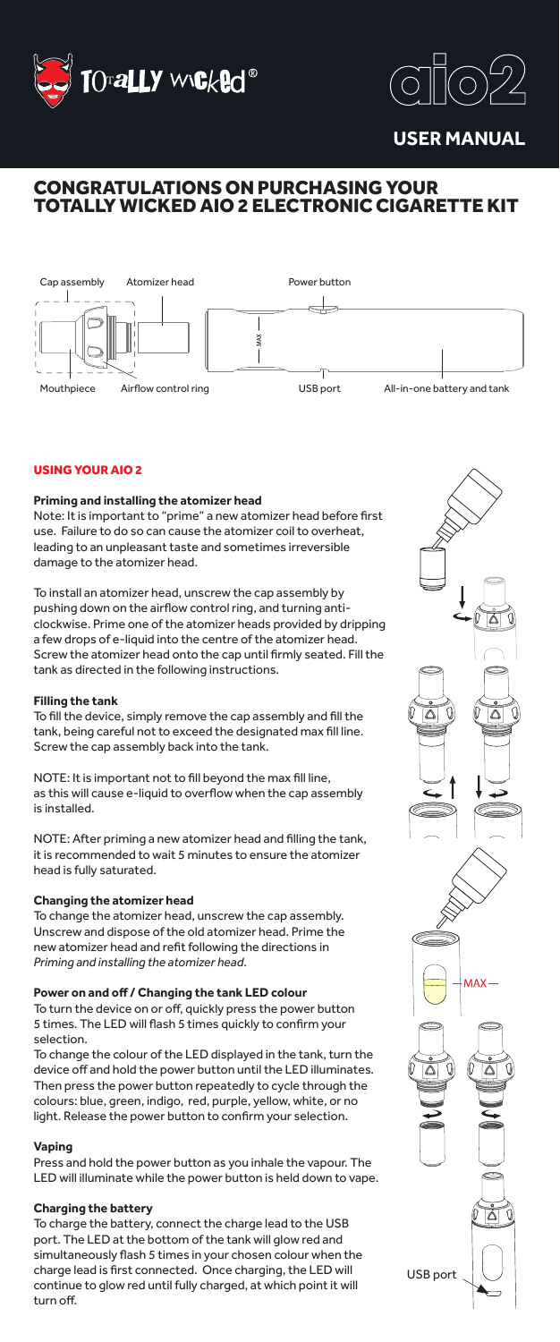# USER MANUAL

## CONGRATULATIONS ON PURCHASING YOUR TOTALLY WICKED AIO 2 ELECTRONIC CIGARETTE KIT

Cap assembly · Atomizer head · Power button · Mouthpiece · Airflow control ring · USB port · All-in-one battery and tank

### USING YOUR AIO 2

**Priming and installing the atomizer head**

Note: It is important to "prime" a new atomizer head before first use. Failure to do so can cause the atomizer coil to overheat, leading to an unpleasant taste and sometimes irreversible damage to the atomizer head.

To install an atomizer head, unscrew the cap assembly by pushing down on the airflow control ring, and turning anti-clockwise. Prime one of the atomizer heads provided by dripping a few drops of e-liquid into the centre of the atomizer head. Screw the atomizer head onto the cap until firmly seated. Fill the tank as directed in the following instructions.

**Filling the tank**

To fill the device, simply remove the cap assembly and fill the tank, being careful not to exceed the designated max fill line. Screw the cap assembly back into the tank.

NOTE: It is important not to fill beyond the max fill line, as this will cause e-liquid to overflow when the cap assembly is installed.

NOTE: After priming a new atomizer head and filling the tank, it is recommended to wait 5 minutes to ensure the atomizer head is fully saturated.

**Changing the atomizer head**

To change the atomizer head, unscrew the cap assembly. Unscrew and dispose of the old atomizer head. Prime the new atomizer head and refit following the directions in *Priming and installing the atomizer head.*

**Power on and off / Changing the tank LED colour**

To turn the device on or off, quickly press the power button 5 times. The LED will flash 5 times quickly to confirm your selection.

To change the colour of the LED displayed in the tank, turn the device off and hold the power button until the LED illuminates. Then press the power button repeatedly to cycle through the colours: blue, green, indigo, red, purple, yellow, white, or no light. Release the power button to confirm your selection.

**Vaping**

Press and hold the power button as you inhale the vapour. The LED will illuminate while the power button is held down to vape.

**Charging the battery**

To charge the battery, connect the charge lead to the USB port. The LED at the bottom of the tank will glow red and simultaneously flash 5 times in your chosen colour when the charge lead is first connected. Once charging, the LED will continue to glow red until fully charged, at which point it will turn off.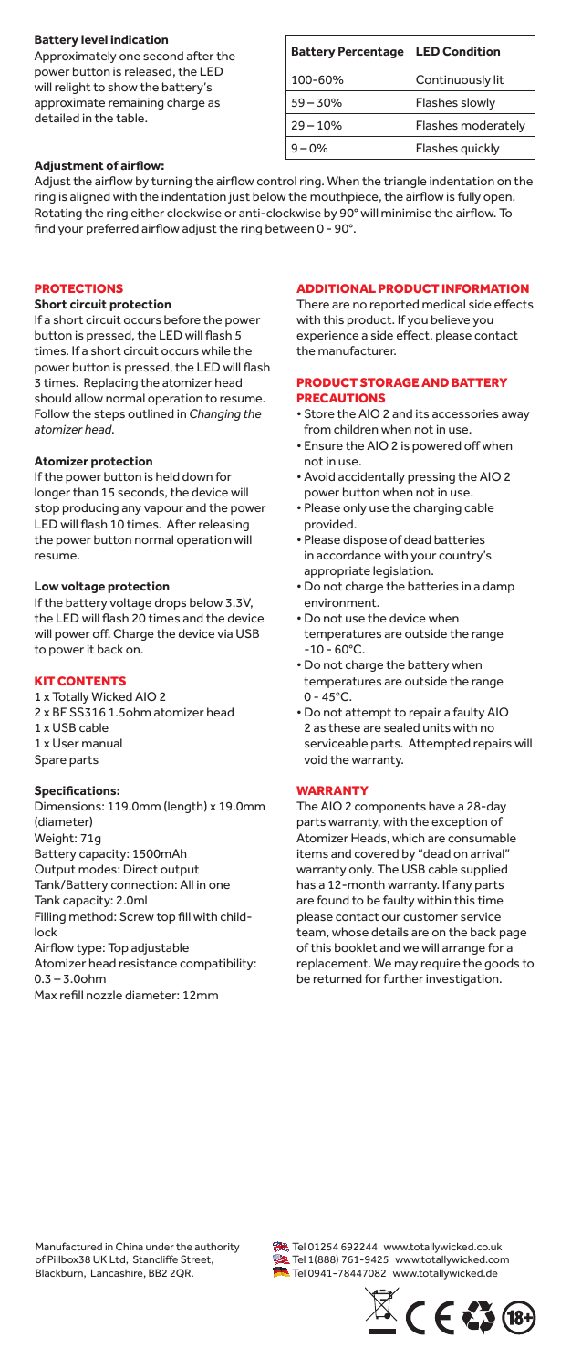**Battery level indication**

Approximately one second after the power button is released, the LED will relight to show the battery's approximate remaining charge as detailed in the table.

| Battery Percentage | LED Condition |
| --- | --- |
| 100-60% | Continuously lit |
| 59 – 30% | Flashes slowly |
| 29 – 10% | Flashes moderately |
| 9 – 0% | Flashes quickly |

**Adjustment of airflow:**

Adjust the airflow by turning the airflow control ring. When the triangle indentation on the ring is aligned with the indentation just below the mouthpiece, the airflow is fully open. Rotating the ring either clockwise or anti-clockwise by 90° will minimise the airflow. To find your preferred airflow adjust the ring between 0 - 90°.

## PROTECTIONS

**Short circuit protection**

If a short circuit occurs before the power button is pressed, the LED will flash 5 times. If a short circuit occurs while the power button is pressed, the LED will flash 3 times. Replacing the atomizer head should allow normal operation to resume. Follow the steps outlined in *Changing the atomizer head*.

**Atomizer protection**

If the power button is held down for longer than 15 seconds, the device will stop producing any vapour and the power LED will flash 10 times. After releasing the power button normal operation will resume.

**Low voltage protection**

If the battery voltage drops below 3.3V, the LED will flash 20 times and the device will power off. Charge the device via USB to power it back on.

## KIT CONTENTS

1 x Totally Wicked AIO 2
2 x BF SS316 1.5ohm atomizer head
1 x USB cable
1 x User manual
Spare parts

**Specifications:**

Dimensions: 119.0mm (length) x 19.0mm (diameter)
Weight: 71g
Battery capacity: 1500mAh
Output modes: Direct output
Tank/Battery connection: All in one
Tank capacity: 2.0ml
Filling method: Screw top fill with child-lock
Airflow type: Top adjustable
Atomizer head resistance compatibility: 0.3 – 3.0ohm
Max refill nozzle diameter: 12mm

## ADDITIONAL PRODUCT INFORMATION

There are no reported medical side effects with this product. If you believe you experience a side effect, please contact the manufacturer.

## PRODUCT STORAGE AND BATTERY PRECAUTIONS

- Store the AIO 2 and its accessories away from children when not in use.
- Ensure the AIO 2 is powered off when not in use.
- Avoid accidentally pressing the AIO 2 power button when not in use.
- Please only use the charging cable provided.
- Please dispose of dead batteries in accordance with your country's appropriate legislation.
- Do not charge the batteries in a damp environment.
- Do not use the device when temperatures are outside the range -10 - 60°C.
- Do not charge the battery when temperatures are outside the range 0 - 45°C.
- Do not attempt to repair a faulty AIO 2 as these are sealed units with no serviceable parts. Attempted repairs will void the warranty.

## WARRANTY

The AIO 2 components have a 28-day parts warranty, with the exception of Atomizer Heads, which are consumable items and covered by "dead on arrival" warranty only. The USB cable supplied has a 12-month warranty. If any parts are found to be faulty within this time please contact our customer service team, whose details are on the back page of this booklet and we will arrange for a replacement. We may require the goods to be returned for further investigation.

Manufactured in China under the authority of Pillbox38 UK Ltd, Stancliffe Street, Blackburn, Lancashire, BB2 2QR.

Tel 01254 692244 www.totallywicked.co.uk
Tel 1(888) 761-9425 www.totallywicked.com
Tel 0941-78447082 www.totallywicked.de